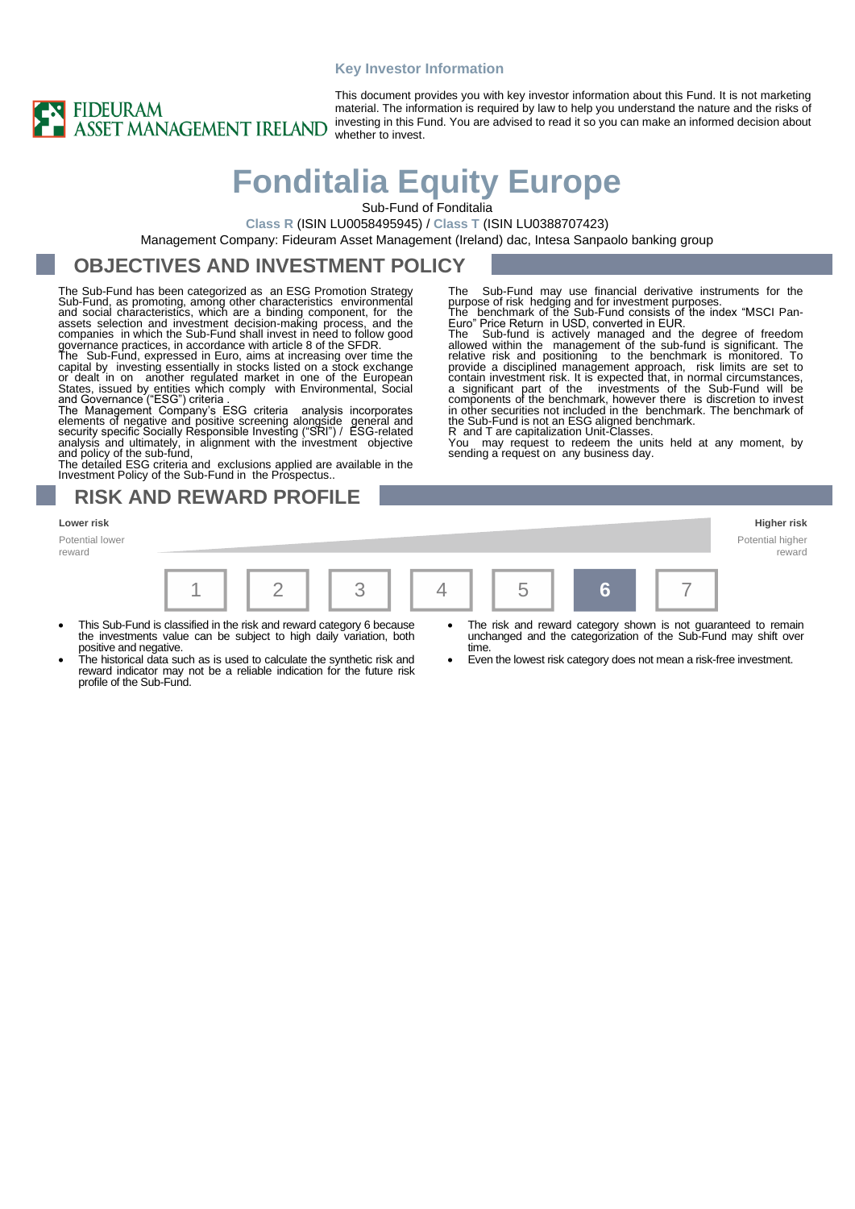**Key Investor Information**

FIDEURAM ASSET MANAGEMENT IRELAND

This document provides you with key investor information about this Fund. It is not marketing material. The information is required by law to help you understand the nature and the risks of investing in this Fund. You are advised to read it so you can make an informed decision about whether to invest.

# Fonditalia Equity Europe

Sub-Fund of Fonditalia

**Class R** (ISIN LU0058495945) / **Class T** (ISIN LU0388707423)

Management Company: Fideuram Asset Management (Ireland) dac, Intesa Sanpaolo banking group

## OBJECTIVES AND INVESTMENT POLICY

The Sub-Fund has been categorized as an ESG Promotion Strategy Sub-Fund, as promoting, among other characteristics environmental and social characteristics, which are a binding component, for the assets selection and investment decision-making process, and the companies in which the Sub-Fund shall invest in need to follow good governance practices, in accordance with article 8 of the SFDR.

The Sub-Fund, expressed in Euro, aims at increasing over time the capital by investing essentially in stocks listed on a stock exchange or dealt in on another regulated market in one of the European States, issued by entities which comply with Environmental, Social and Governance ("ESG") criteria .

The Management Company's ESG criteria analysis incorporates elements of negative and positive screening alongside general and security specific Socially Responsible Investing ("SRI") / ESG-related analysis and ultimately, in alignment with the investment objective and policy of the sub-fund,

The detailed ESG criteria and exclusions applied are available in the Investment Policy of the Sub-Fund in the Prospectus..

The Sub-Fund may use financial derivative instruments for the purpose of risk hedging and for investment purposes.

The benchmark of the Sub-Fund consists of the index "MSCI Pan-Euro" Price Return in USD, converted in EUR.

The Sub-fund is actively managed and the degree of freedom allowed within the management of the sub-fund is significant. The relative risk and positioning to the benchmark is monitored. To provide a disciplined management approach, risk limits are set to contain investment risk. It is expected that, in normal circumstances, a significant part of the investments of the Sub-Fund will be components of the benchmark, however there is discretion to invest in other securities not included in the benchmark. The benchmark of the Sub-Fund is not an ESG aligned benchmark.

R and T are capitalization Unit-Classes.

You may request to redeem the units held at any moment, by sending a request on any business day.

## RISK AND REWARD PROFILE

**Lower risk** — Potential lower reward | **Higher risk** — Potential higher reward

| 1 | 2 | 3 | 4 | 5 | **6** | 7 |
|---|---|---|---|---|---|---|

- This Sub-Fund is classified in the risk and reward category 6 because the investments value can be subject to high daily variation, both positive and negative.
- The historical data such as is used to calculate the synthetic risk and reward indicator may not be a reliable indication for the future risk profile of the Sub-Fund.
- The risk and reward category shown is not guaranteed to remain unchanged and the categorization of the Sub-Fund may shift over time.
- Even the lowest risk category does not mean a risk-free investment.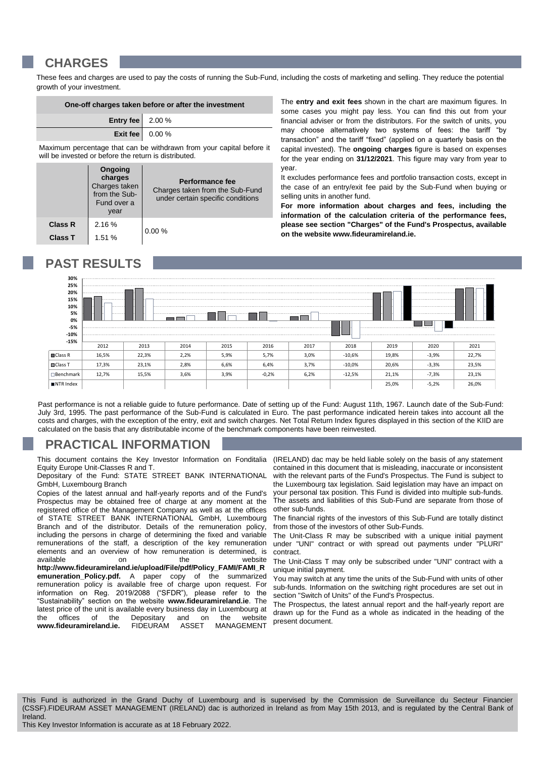## CHARGES

These fees and charges are used to pay the costs of running the Sub-Fund, including the costs of marketing and selling. They reduce the potential growth of your investment.

| One-off charges taken before or after the investment | |
|---|---|
| **Entry fee** | 2.00 % |
| **Exit fee** | 0.00 % |

Maximum percentage that can be withdrawn from your capital before it will be invested or before the return is distributed.

| | **Ongoing charges** Charges taken from the Sub-Fund over a year | **Performance fee** Charges taken from the Sub-Fund under certain specific conditions |
|---|---|---|
| **Class R** | 2.16 % | 0.00 % |
| **Class T** | 1.51 % | |

The **entry and exit fees** shown in the chart are maximum figures. In some cases you might pay less. You can find this out from your financial adviser or from the distributors. For the switch of units, you may choose alternatively two systems of fees: the tariff "by transaction" and the tariff "fixed" (applied on a quarterly basis on the capital invested). The **ongoing charges** figure is based on expenses for the year ending on **31/12/2021**. This figure may vary from year to year.

It excludes performance fees and portfolio transaction costs, except in the case of an entry/exit fee paid by the Sub-Fund when buying or selling units in another fund.

**For more information about charges and fees, including the information of the calculation criteria of the performance fees, please see section "Charges" of the Fund's Prospectus, available on the website www.fideuramireland.ie.**

## PAST RESULTS

30%
25%
20%
15%
10%
5%
0%
-5%
-10%
-15%

| | 2012 | 2013 | 2014 | 2015 | 2016 | 2017 | 2018 | 2019 | 2020 | 2021 |
|---|---|---|---|---|---|---|---|---|---|---|
| Class R | 16,5% | 22,3% | 2,2% | 5,9% | 5,7% | 3,0% | -10,6% | 19,8% | -3,9% | 22,7% |
| Class T | 17,3% | 23,1% | 2,8% | 6,6% | 6,4% | 3,7% | -10,0% | 20,6% | -3,3% | 23,5% |
| Benchmark | 12,7% | 15,5% | 3,6% | 3,9% | -0,2% | 6,2% | -12,5% | 21,1% | -7,3% | 23,1% |
| NTR Index | | | | | | | | 25,0% | -5,2% | 26,0% |

Past performance is not a reliable guide to future performance. Date of setting up of the Fund: August 11th, 1967. Launch date of the Sub-Fund: July 3rd, 1995. The past performance of the Sub-Fund is calculated in Euro. The past performance indicated herein takes into account all the costs and charges, with the exception of the entry, exit and switch charges. Net Total Return Index figures displayed in this section of the KIID are calculated on the basis that any distributable income of the benchmark components have been reinvested.

## PRACTICAL INFORMATION

This document contains the Key Investor Information on Fonditalia Equity Europe Unit-Classes R and T.

Depositary of the Fund: STATE STREET BANK INTERNATIONAL GmbH, Luxembourg Branch

Copies of the latest annual and half-yearly reports and of the Fund's Prospectus may be obtained free of charge at any moment at the registered office of the Management Company as well as at the offices of STATE STREET BANK INTERNATIONAL GmbH, Luxembourg Branch and of the distributor. Details of the remuneration policy, including the persons in charge of determining the fixed and variable remunerations of the staff, a description of the key remuneration elements and an overview of how remuneration is determined, is available on the website **http://www.fideuramireland.ie/upload/File/pdf/Policy_FAMI/FAMI_Remuneration_Policy.pdf.** A paper copy of the summarized remuneration policy is available free of charge upon request. For information on Reg. 2019/2088 ("SFDR"), please refer to the "Sustainability" section on the website **www.fideuramireland.ie**. The latest price of the unit is available every business day in Luxembourg at the offices of the Depositary and on the website **www.fideuramireland.ie.** FIDEURAM ASSET MANAGEMENT (IRELAND) dac may be held liable solely on the basis of any statement contained in this document that is misleading, inaccurate or inconsistent with the relevant parts of the Fund's Prospectus. The Fund is subject to the Luxembourg tax legislation. Said legislation may have an impact on your personal tax position. This Fund is divided into multiple sub-funds. The assets and liabilities of this Sub-Fund are separate from those of other sub-funds.

The financial rights of the investors of this Sub-Fund are totally distinct from those of the investors of other Sub-Funds.

The Unit-Class R may be subscribed with a unique initial payment under "UNI" contract or with spread out payments under "PLURI" contract.

The Unit-Class T may only be subscribed under "UNI" contract with a unique initial payment.

You may switch at any time the units of the Sub-Fund with units of other sub-funds. Information on the switching right procedures are set out in section "Switch of Units" of the Fund's Prospectus.

The Prospectus, the latest annual report and the half-yearly report are drawn up for the Fund as a whole as indicated in the heading of the present document.

This Fund is authorized in the Grand Duchy of Luxembourg and is supervised by the Commission de Surveillance du Secteur Financier (CSSF).FIDEURAM ASSET MANAGEMENT (IRELAND) dac is authorized in Ireland as from May 15th 2013, and is regulated by the Central Bank of Ireland.

This Key Investor Information is accurate as at 18 February 2022.